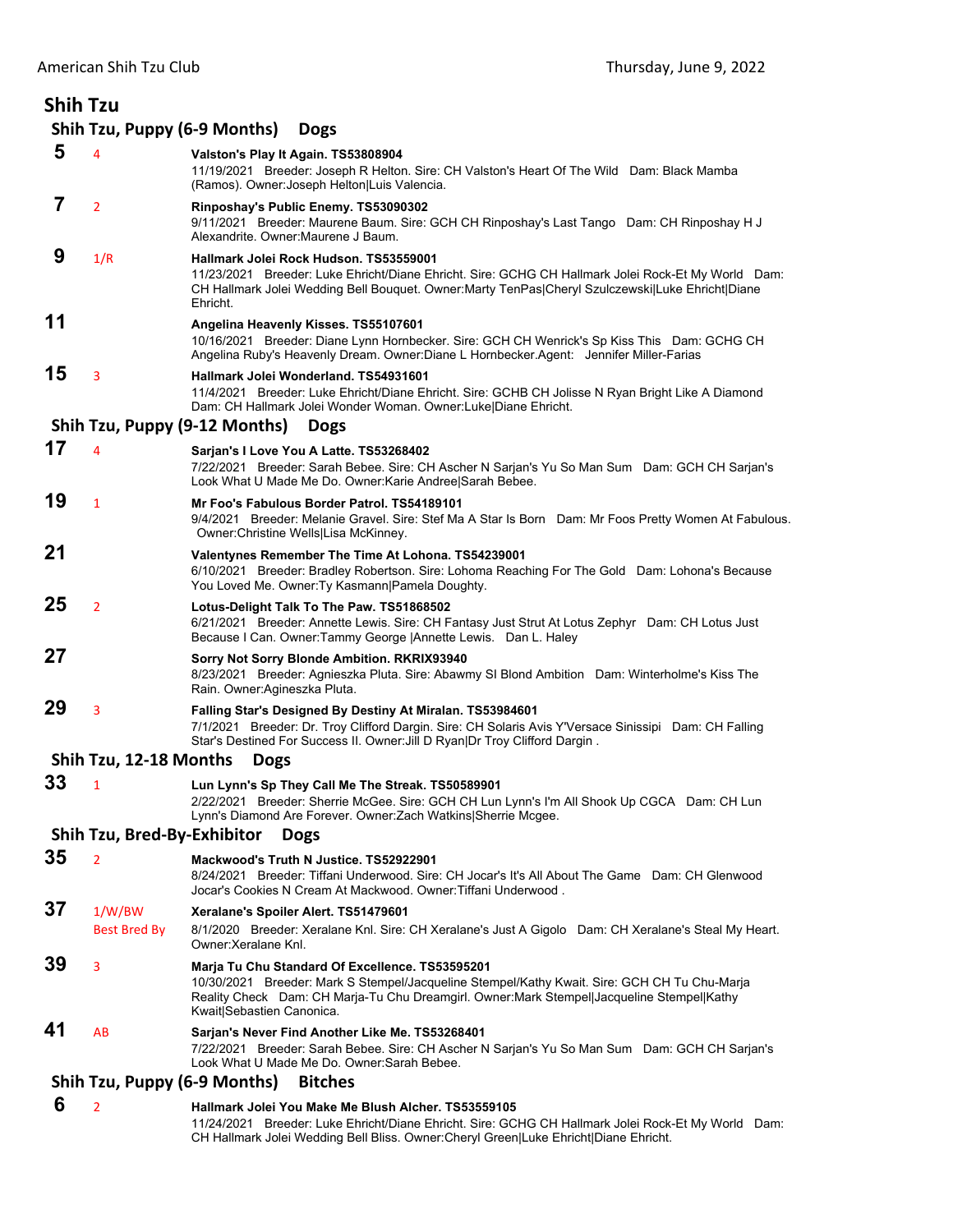# Shih Tzu

## Shih Tzu, Puppy (6-9 Months) Dogs

**5** 4 **Valston's Play It Again. TS53808904**
11/19/2021 Breeder: Joseph R Helton. Sire: CH Valston's Heart Of The Wild Dam: Black Mamba (Ramos). Owner:Joseph Helton|Luis Valencia.

**7** 2 **Rinposhay's Public Enemy. TS53090302**
9/11/2021 Breeder: Maurene Baum. Sire: GCH CH Rinposhay's Last Tango Dam: CH Rinposhay H J Alexandrite. Owner:Maurene J Baum.

**9** 1/R **Hallmark Jolei Rock Hudson. TS53559001**
11/23/2021 Breeder: Luke Ehricht/Diane Ehricht. Sire: GCHG CH Hallmark Jolei Rock-Et My World Dam: CH Hallmark Jolei Wedding Bell Bouquet. Owner:Marty TenPas|Cheryl Szulczewski|Luke Ehricht|Diane Ehricht.

**11** **Angelina Heavenly Kisses. TS55107601**
10/16/2021 Breeder: Diane Lynn Hornbecker. Sire: GCH CH Wenrick's Sp Kiss This Dam: GCHG CH Angelina Ruby's Heavenly Dream. Owner:Diane L Hornbecker.Agent: Jennifer Miller-Farias

**15** 3 **Hallmark Jolei Wonderland. TS54931601**
11/4/2021 Breeder: Luke Ehricht/Diane Ehricht. Sire: GCHB CH Jolisse N Ryan Bright Like A Diamond Dam: CH Hallmark Jolei Wonder Woman. Owner:Luke|Diane Ehricht.

## Shih Tzu, Puppy (9-12 Months) Dogs

**17** 4 **Sarjan's I Love You A Latte. TS53268402**
7/22/2021 Breeder: Sarah Bebee. Sire: CH Ascher N Sarjan's Yu So Man Sum Dam: GCH CH Sarjan's Look What U Made Me Do. Owner:Karie Andree|Sarah Bebee.

**19** 1 **Mr Foo's Fabulous Border Patrol. TS54189101**
9/4/2021 Breeder: Melanie Gravel. Sire: Stef Ma A Star Is Born Dam: Mr Foos Pretty Women At Fabulous. Owner:Christine Wells|Lisa McKinney.

**21** **Valentynes Remember The Time At Lohona. TS54239001**
6/10/2021 Breeder: Bradley Robertson. Sire: Lohoma Reaching For The Gold Dam: Lohona's Because You Loved Me. Owner:Ty Kasmann|Pamela Doughty.

**25** 2 **Lotus-Delight Talk To The Paw. TS51868502**
6/21/2021 Breeder: Annette Lewis. Sire: CH Fantasy Just Strut At Lotus Zephyr Dam: CH Lotus Just Because I Can. Owner:Tammy George |Annette Lewis. Dan L. Haley

**27** **Sorry Not Sorry Blonde Ambition. RKRIX93940**
8/23/2021 Breeder: Agnieszka Pluta. Sire: Abawmy Sl Blond Ambition Dam: Winterholme's Kiss The Rain. Owner:Agineszka Pluta.

**29** 3 **Falling Star's Designed By Destiny At Miralan. TS53984601**
7/1/2021 Breeder: Dr. Troy Clifford Dargin. Sire: CH Solaris Avis Y'Versace Sinissipi Dam: CH Falling Star's Destined For Success II. Owner:Jill D Ryan|Dr Troy Clifford Dargin .

## Shih Tzu, 12-18 Months Dogs

**33** 1 **Lun Lynn's Sp They Call Me The Streak. TS50589901**
2/22/2021 Breeder: Sherrie McGee. Sire: GCH CH Lun Lynn's I'm All Shook Up CGCA Dam: CH Lun Lynn's Diamond Are Forever. Owner:Zach Watkins|Sherrie Mcgee.

## Shih Tzu, Bred-By-Exhibitor Dogs

**35** 2 **Mackwood's Truth N Justice. TS52922901**
8/24/2021 Breeder: Tiffani Underwood. Sire: CH Jocar's It's All About The Game Dam: CH Glenwood Jocar's Cookies N Cream At Mackwood. Owner:Tiffani Underwood .

**37** 1/W/BW Best Bred By **Xeralane's Spoiler Alert. TS51479601**
8/1/2020 Breeder: Xeralane Knl. Sire: CH Xeralane's Just A Gigolo Dam: CH Xeralane's Steal My Heart. Owner:Xeralane Knl.

**39** 3 **Marja Tu Chu Standard Of Excellence. TS53595201**
10/30/2021 Breeder: Mark S Stempel/Jacqueline Stempel/Kathy Kwait. Sire: GCH CH Tu Chu-Marja Reality Check Dam: CH Marja-Tu Chu Dreamgirl. Owner:Mark Stempel|Jacqueline Stempel|Kathy Kwait|Sebastien Canonica.

**41** AB **Sarjan's Never Find Another Like Me. TS53268401**
7/22/2021 Breeder: Sarah Bebee. Sire: CH Ascher N Sarjan's Yu So Man Sum Dam: GCH CH Sarjan's Look What U Made Me Do. Owner:Sarah Bebee.

## Shih Tzu, Puppy (6-9 Months) Bitches

**6** 2 **Hallmark Jolei You Make Me Blush Alcher. TS53559105**
11/24/2021 Breeder: Luke Ehricht/Diane Ehricht. Sire: GCHG CH Hallmark Jolei Rock-Et My World Dam: CH Hallmark Jolei Wedding Bell Bliss. Owner:Cheryl Green|Luke Ehricht|Diane Ehricht.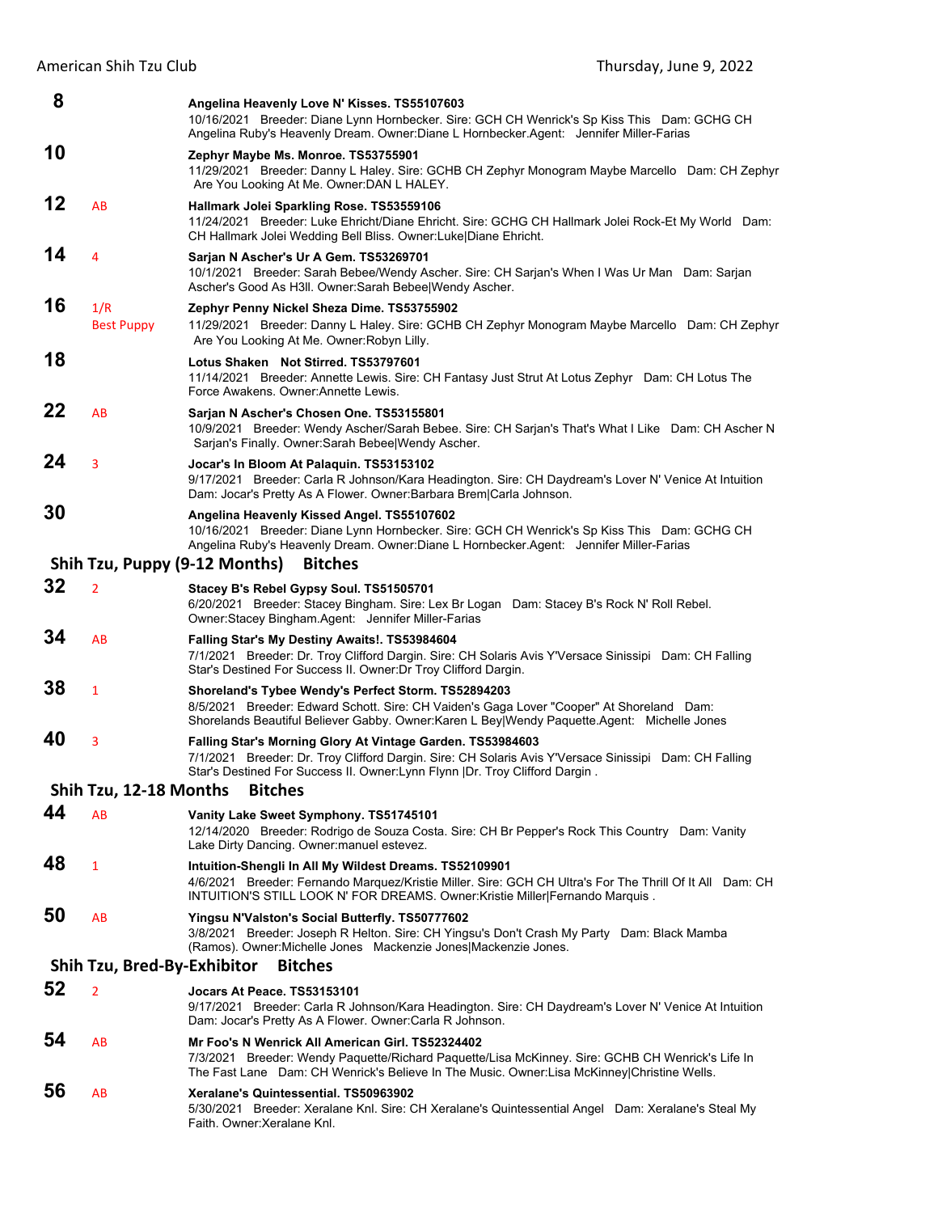**8** Angelina Heavenly Love N' Kisses. TS55107603
10/16/2021 Breeder: Diane Lynn Hornbecker. Sire: GCH CH Wenrick's Sp Kiss This Dam: GCHG CH Angelina Ruby's Heavenly Dream. Owner:Diane L Hornbecker.Agent: Jennifer Miller-Farias

**10** Zephyr Maybe Ms. Monroe. TS53755901
11/29/2021 Breeder: Danny L Haley. Sire: GCHB CH Zephyr Monogram Maybe Marcello Dam: CH Zephyr Are You Looking At Me. Owner:DAN L HALEY.

**12** AB **Hallmark Jolei Sparkling Rose. TS53559106**
11/24/2021 Breeder: Luke Ehricht/Diane Ehricht. Sire: GCHG CH Hallmark Jolei Rock-Et My World Dam: CH Hallmark Jolei Wedding Bell Bliss. Owner:Luke|Diane Ehricht.

**14** 4 **Sarjan N Ascher's Ur A Gem. TS53269701**
10/1/2021 Breeder: Sarah Bebee/Wendy Ascher. Sire: CH Sarjan's When I Was Ur Man Dam: Sarjan Ascher's Good As H3ll. Owner:Sarah Bebee|Wendy Ascher.

**16** 1/R Best Puppy **Zephyr Penny Nickel Sheza Dime. TS53755902**
11/29/2021 Breeder: Danny L Haley. Sire: GCHB CH Zephyr Monogram Maybe Marcello Dam: CH Zephyr Are You Looking At Me. Owner:Robyn Lilly.

**18** Lotus Shaken Not Stirred. TS53797601
11/14/2021 Breeder: Annette Lewis. Sire: CH Fantasy Just Strut At Lotus Zephyr Dam: CH Lotus The Force Awakens. Owner:Annette Lewis.

**22** AB **Sarjan N Ascher's Chosen One. TS53155801**
10/9/2021 Breeder: Wendy Ascher/Sarah Bebee. Sire: CH Sarjan's That's What I Like Dam: CH Ascher N Sarjan's Finally. Owner:Sarah Bebee|Wendy Ascher.

**24** 3 **Jocar's In Bloom At Palaquin. TS53153102**
9/17/2021 Breeder: Carla R Johnson/Kara Headington. Sire: CH Daydream's Lover N' Venice At Intuition Dam: Jocar's Pretty As A Flower. Owner:Barbara Brem|Carla Johnson.

**30** Angelina Heavenly Kissed Angel. TS55107602
10/16/2021 Breeder: Diane Lynn Hornbecker. Sire: GCH CH Wenrick's Sp Kiss This Dam: GCHG CH Angelina Ruby's Heavenly Dream. Owner:Diane L Hornbecker.Agent: Jennifer Miller-Farias

## Shih Tzu, Puppy (9-12 Months) Bitches

**32** 2 **Stacey B's Rebel Gypsy Soul. TS51505701**
6/20/2021 Breeder: Stacey Bingham. Sire: Lex Br Logan Dam: Stacey B's Rock N' Roll Rebel. Owner:Stacey Bingham.Agent: Jennifer Miller-Farias

**34** AB **Falling Star's My Destiny Awaits!. TS53984604**
7/1/2021 Breeder: Dr. Troy Clifford Dargin. Sire: CH Solaris Avis Y'Versace Sinissipi Dam: CH Falling Star's Destined For Success II. Owner:Dr Troy Clifford Dargin.

**38** 1 **Shoreland's Tybee Wendy's Perfect Storm. TS52894203**
8/5/2021 Breeder: Edward Schott. Sire: CH Vaiden's Gaga Lover "Cooper" At Shoreland Dam: Shorelands Beautiful Believer Gabby. Owner:Karen L Bey|Wendy Paquette.Agent: Michelle Jones

**40** 3 **Falling Star's Morning Glory At Vintage Garden. TS53984603**
7/1/2021 Breeder: Dr. Troy Clifford Dargin. Sire: CH Solaris Avis Y'Versace Sinissipi Dam: CH Falling Star's Destined For Success II. Owner:Lynn Flynn |Dr. Troy Clifford Dargin .

## Shih Tzu, 12-18 Months Bitches

**44** AB **Vanity Lake Sweet Symphony. TS51745101**
12/14/2020 Breeder: Rodrigo de Souza Costa. Sire: CH Br Pepper's Rock This Country Dam: Vanity Lake Dirty Dancing. Owner:manuel estevez.

**48** 1 **Intuition-Shengli In All My Wildest Dreams. TS52109901**
4/6/2021 Breeder: Fernando Marquez/Kristie Miller. Sire: GCH CH Ultra's For The Thrill Of It All Dam: CH INTUITION'S STILL LOOK N' FOR DREAMS. Owner:Kristie Miller|Fernando Marquis .

**50** AB **Yingsu N'Valston's Social Butterfly. TS50777602**
3/8/2021 Breeder: Joseph R Helton. Sire: CH Yingsu's Don't Crash My Party Dam: Black Mamba (Ramos). Owner:Michelle Jones Mackenzie Jones|Mackenzie Jones.

## Shih Tzu, Bred-By-Exhibitor Bitches

**52** 2 **Jocars At Peace. TS53153101**
9/17/2021 Breeder: Carla R Johnson/Kara Headington. Sire: CH Daydream's Lover N' Venice At Intuition Dam: Jocar's Pretty As A Flower. Owner:Carla R Johnson.

**54** AB **Mr Foo's N Wenrick All American Girl. TS52324402**
7/3/2021 Breeder: Wendy Paquette/Richard Paquette/Lisa McKinney. Sire: GCHB CH Wenrick's Life In The Fast Lane Dam: CH Wenrick's Believe In The Music. Owner:Lisa McKinney|Christine Wells.

**56** AB **Xeralane's Quintessential. TS50963902**
5/30/2021 Breeder: Xeralane Knl. Sire: CH Xeralane's Quintessential Angel Dam: Xeralane's Steal My Faith. Owner:Xeralane Knl.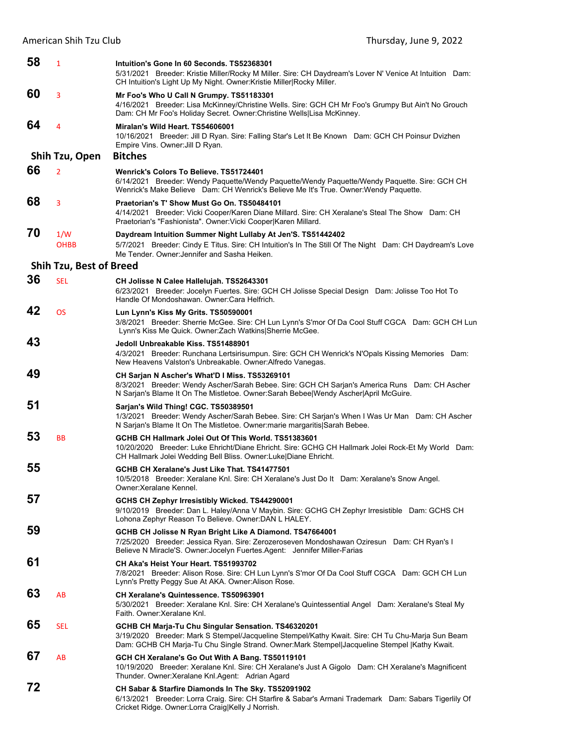**58** 1 **Intuition's Gone In 60 Seconds. TS52368301**
5/31/2021 Breeder: Kristie Miller/Rocky M Miller. Sire: CH Daydream's Lover N' Venice At Intuition Dam: CH Intuition's Light Up My Night. Owner:Kristie Miller|Rocky Miller.

**60** 3 **Mr Foo's Who U Call N Grumpy. TS51183301**
4/16/2021 Breeder: Lisa McKinney/Christine Wells. Sire: GCH CH Mr Foo's Grumpy But Ain't No Grouch Dam: CH Mr Foo's Holiday Secret. Owner:Christine Wells|Lisa McKinney.

**64** 4 **Miralan's Wild Heart. TS54606001**
10/16/2021 Breeder: Jill D Ryan. Sire: Falling Star's Let It Be Known Dam: GCH CH Poinsur Dvizhen Empire Vins. Owner:Jill D Ryan.

## Shih Tzu, Open Bitches

**66** 2 **Wenrick's Colors To Believe. TS51724401**
6/14/2021 Breeder: Wendy Paquette/Wendy Paquette/Wendy Paquette/Wendy Paquette. Sire: GCH CH Wenrick's Make Believe Dam: CH Wenrick's Believe Me It's True. Owner:Wendy Paquette.

**68** 3 **Praetorian's T' Show Must Go On. TS50484101**
4/14/2021 Breeder: Vicki Cooper/Karen Diane Millard. Sire: CH Xeralane's Steal The Show Dam: CH Praetorian's "Fashionista". Owner:Vicki Cooper|Karen Millard.

**70** 1/W OHBB **Daydream Intuition Summer Night Lullaby At Jen'S. TS51442402**
5/7/2021 Breeder: Cindy E Titus. Sire: CH Intuition's In The Still Of The Night Dam: CH Daydream's Love Me Tender. Owner:Jennifer and Sasha Heiken.

## Shih Tzu, Best of Breed

**36** SEL **CH Jolisse N Calee Hallelujah. TS52643301**
6/23/2021 Breeder: Jocelyn Fuertes. Sire: GCH CH Jolisse Special Design Dam: Jolisse Too Hot To Handle Of Mondoshawan. Owner:Cara Helfrich.

**42** OS **Lun Lynn's Kiss My Grits. TS50590001**
3/8/2021 Breeder: Sherrie McGee. Sire: CH Lun Lynn's S'mor Of Da Cool Stuff CGCA Dam: GCH CH Lun Lynn's Kiss Me Quick. Owner:Zach Watkins|Sherrie McGee.

**43** **Jedoll Unbreakable Kiss. TS51488901**
4/3/2021 Breeder: Runchana Lertsirisumpun. Sire: GCH CH Wenrick's N'Opals Kissing Memories Dam: New Heavens Valston's Unbreakable. Owner:Alfredo Vanegas.

**49** **CH Sarjan N Ascher's What'D I Miss. TS53269101**
8/3/2021 Breeder: Wendy Ascher/Sarah Bebee. Sire: GCH CH Sarjan's America Runs Dam: CH Ascher N Sarjan's Blame It On The Mistletoe. Owner:Sarah Bebee|Wendy Ascher|April McGuire.

**51** **Sarjan's Wild Thing! CGC. TS50389501**
1/3/2021 Breeder: Wendy Ascher/Sarah Bebee. Sire: CH Sarjan's When I Was Ur Man Dam: CH Ascher N Sarjan's Blame It On The Mistletoe. Owner:marie margaritis|Sarah Bebee.

**53** BB **GCHB CH Hallmark Jolei Out Of This World. TS51383601**
10/20/2020 Breeder: Luke Ehricht/Diane Ehricht. Sire: GCHG CH Hallmark Jolei Rock-Et My World Dam: CH Hallmark Jolei Wedding Bell Bliss. Owner:Luke|Diane Ehricht.

**55** **GCHB CH Xeralane's Just Like That. TS41477501**
10/5/2018 Breeder: Xeralane Knl. Sire: CH Xeralane's Just Do It Dam: Xeralane's Snow Angel. Owner:Xeralane Kennel.

**57** **GCHS CH Zephyr Irresistibly Wicked. TS44290001**
9/10/2019 Breeder: Dan L. Haley/Anna V Maybin. Sire: GCHG CH Zephyr Irresistible Dam: GCHS CH Lohona Zephyr Reason To Believe. Owner:DAN L HALEY.

**59** **GCHB CH Jolisse N Ryan Bright Like A Diamond. TS47664001**
7/25/2020 Breeder: Jessica Ryan. Sire: Zerozeroseven Mondoshawan Oziresun Dam: CH Ryan's I Believe N Miracle'S. Owner:Jocelyn Fuertes.Agent: Jennifer Miller-Farias

**61** **CH Aka's Heist Your Heart. TS51993702**
7/8/2021 Breeder: Alison Rose. Sire: CH Lun Lynn's S'mor Of Da Cool Stuff CGCA Dam: GCH CH Lun Lynn's Pretty Peggy Sue At AKA. Owner:Alison Rose.

**63** AB **CH Xeralane's Quintessence. TS50963901**
5/30/2021 Breeder: Xeralane Knl. Sire: CH Xeralane's Quintessential Angel Dam: Xeralane's Steal My Faith. Owner:Xeralane Knl.

**65** SEL **GCHB CH Marja-Tu Chu Singular Sensation. TS46320201**
3/19/2020 Breeder: Mark S Stempel/Jacqueline Stempel/Kathy Kwait. Sire: CH Tu Chu-Marja Sun Beam Dam: GCHB CH Marja-Tu Chu Single Strand. Owner:Mark Stempel|Jacqueline Stempel |Kathy Kwait.

**67** AB **GCH CH Xeralane's Go Out With A Bang. TS50119101**
10/19/2020 Breeder: Xeralane Knl. Sire: CH Xeralane's Just A Gigolo Dam: CH Xeralane's Magnificent Thunder. Owner:Xeralane Knl.Agent: Adrian Agard

**72** **CH Sabar & Starfire Diamonds In The Sky. TS52091902**
6/13/2021 Breeder: Lorra Craig. Sire: CH Starfire & Sabar's Armani Trademark Dam: Sabars Tigerlily Of Cricket Ridge. Owner:Lorra Craig|Kelly J Norrish.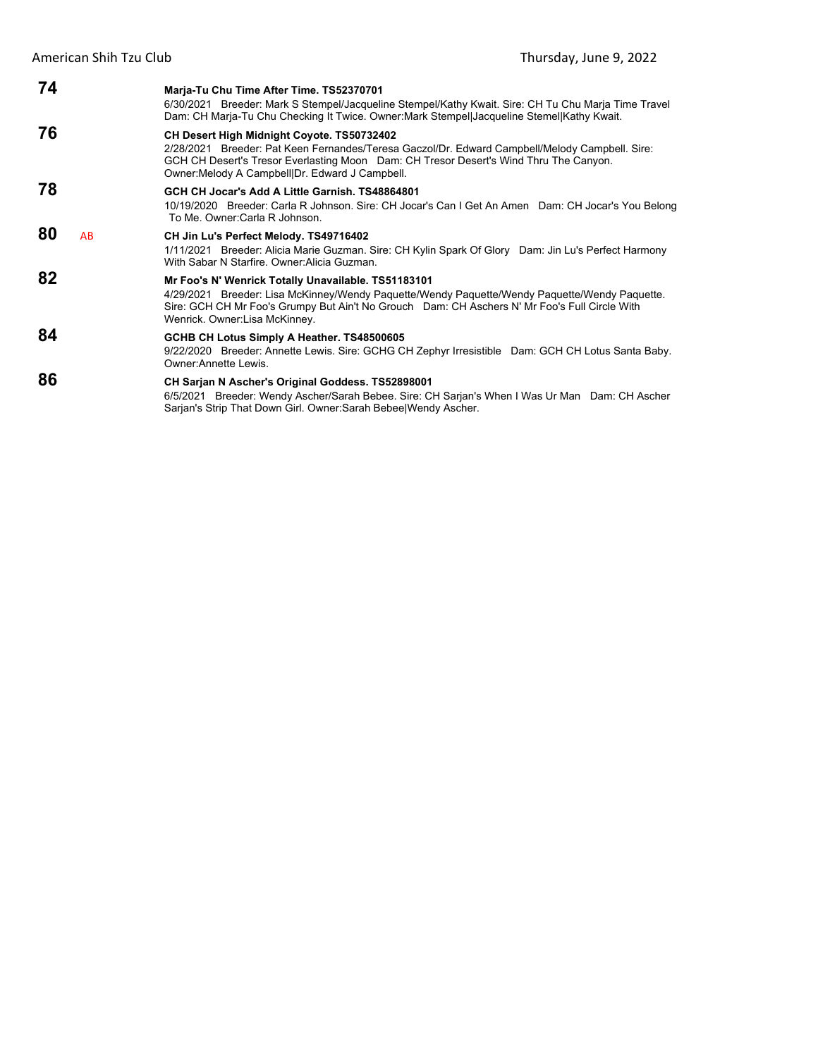**74**

**Marja-Tu Chu Time After Time. TS52370701**
6/30/2021 Breeder: Mark S Stempel/Jacqueline Stempel/Kathy Kwait. Sire: CH Tu Chu Marja Time Travel Dam: CH Marja-Tu Chu Checking It Twice. Owner:Mark Stempel|Jacqueline Stemel|Kathy Kwait.

**76**

**CH Desert High Midnight Coyote. TS50732402**
2/28/2021 Breeder: Pat Keen Fernandes/Teresa Gaczol/Dr. Edward Campbell/Melody Campbell. Sire: GCH CH Desert's Tresor Everlasting Moon Dam: CH Tresor Desert's Wind Thru The Canyon. Owner:Melody A Campbell|Dr. Edward J Campbell.

**78**

**GCH CH Jocar's Add A Little Garnish. TS48864801**
10/19/2020 Breeder: Carla R Johnson. Sire: CH Jocar's Can I Get An Amen Dam: CH Jocar's You Belong To Me. Owner:Carla R Johnson.

**80** AB

**CH Jin Lu's Perfect Melody. TS49716402**
1/11/2021 Breeder: Alicia Marie Guzman. Sire: CH Kylin Spark Of Glory Dam: Jin Lu's Perfect Harmony With Sabar N Starfire. Owner:Alicia Guzman.

**82**

**Mr Foo's N' Wenrick Totally Unavailable. TS51183101**
4/29/2021 Breeder: Lisa McKinney/Wendy Paquette/Wendy Paquette/Wendy Paquette/Wendy Paquette. Sire: GCH CH Mr Foo's Grumpy But Ain't No Grouch Dam: CH Aschers N' Mr Foo's Full Circle With Wenrick. Owner:Lisa McKinney.

**84**

**GCHB CH Lotus Simply A Heather. TS48500605**
9/22/2020 Breeder: Annette Lewis. Sire: GCHG CH Zephyr Irresistible Dam: GCH CH Lotus Santa Baby. Owner:Annette Lewis.

**86**

**CH Sarjan N Ascher's Original Goddess. TS52898001**
6/5/2021 Breeder: Wendy Ascher/Sarah Bebee. Sire: CH Sarjan's When I Was Ur Man Dam: CH Ascher Sarjan's Strip That Down Girl. Owner:Sarah Bebee|Wendy Ascher.